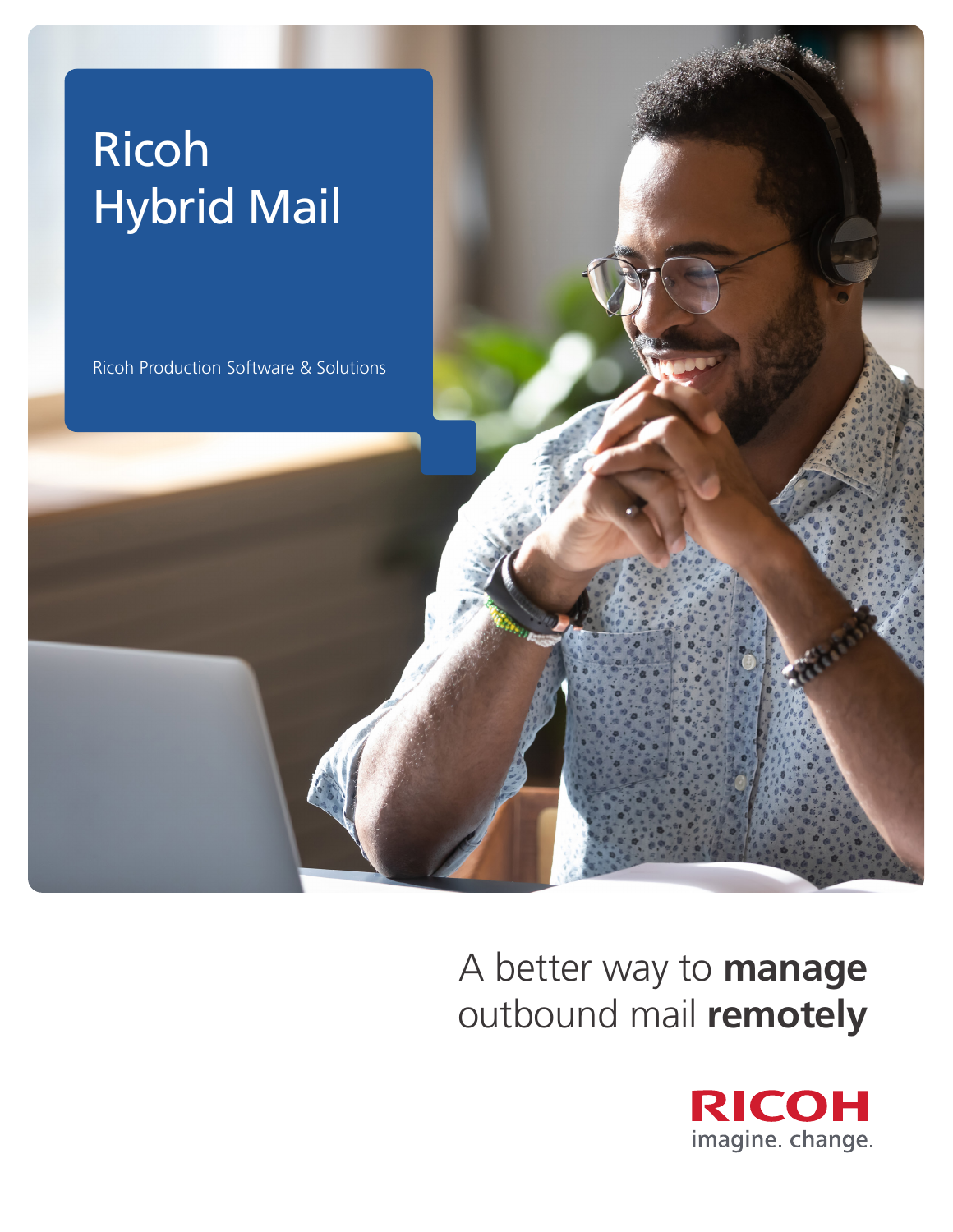# Ricoh Hybrid Mail

Ricoh Production Software & Solutions

A better way to **manage** outbound mail **remotely**

RICOH
imagine. change.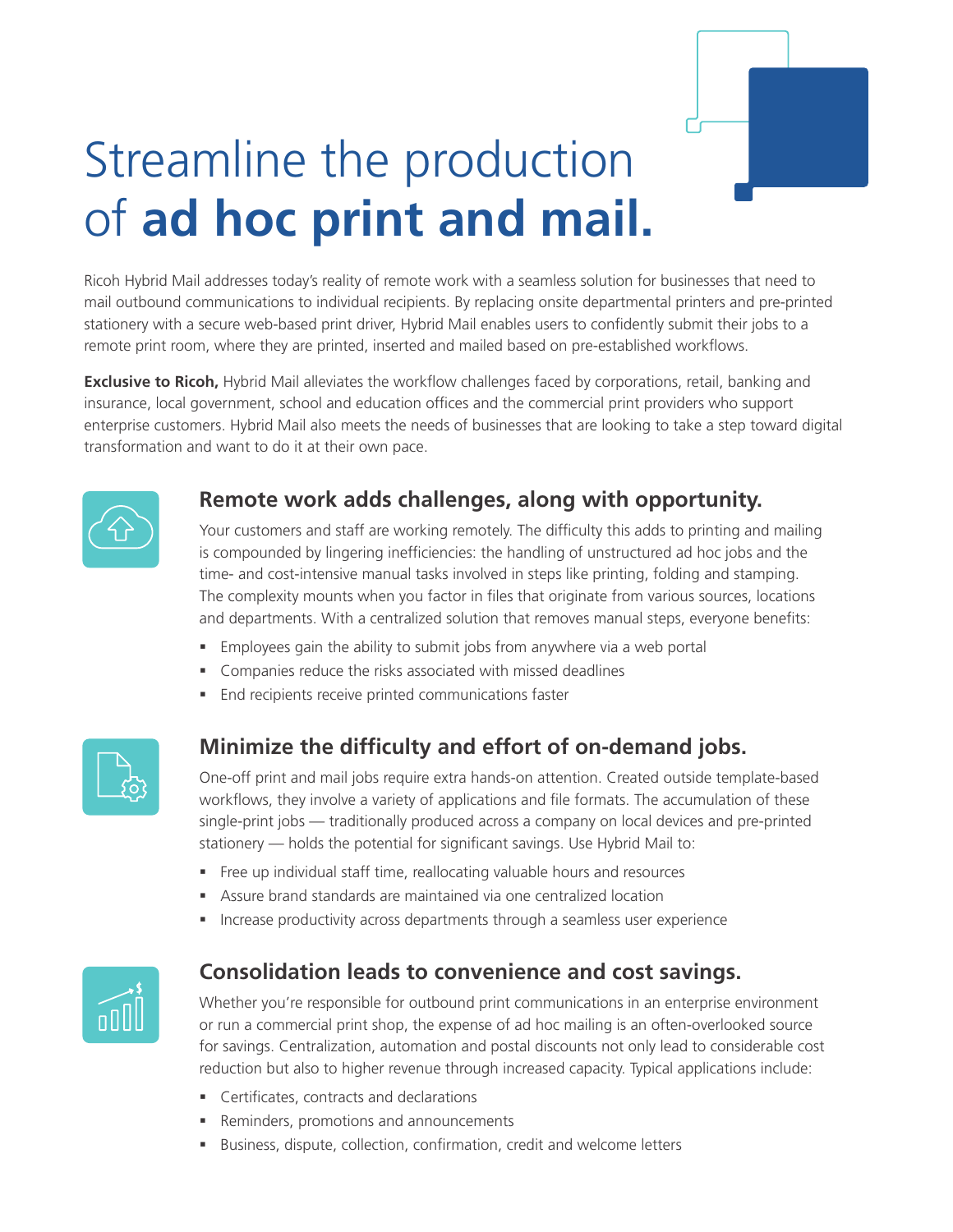# Streamline the production of **ad hoc print and mail.**

Ricoh Hybrid Mail addresses today's reality of remote work with a seamless solution for businesses that need to mail outbound communications to individual recipients. By replacing onsite departmental printers and pre-printed stationery with a secure web-based print driver, Hybrid Mail enables users to confidently submit their jobs to a remote print room, where they are printed, inserted and mailed based on pre-established workflows.

**Exclusive to Ricoh,** Hybrid Mail alleviates the workflow challenges faced by corporations, retail, banking and insurance, local government, school and education offices and the commercial print providers who support enterprise customers. Hybrid Mail also meets the needs of businesses that are looking to take a step toward digital transformation and want to do it at their own pace.

## Remote work adds challenges, along with opportunity.

Your customers and staff are working remotely. The difficulty this adds to printing and mailing is compounded by lingering inefficiencies: the handling of unstructured ad hoc jobs and the time- and cost-intensive manual tasks involved in steps like printing, folding and stamping. The complexity mounts when you factor in files that originate from various sources, locations and departments. With a centralized solution that removes manual steps, everyone benefits:

- Employees gain the ability to submit jobs from anywhere via a web portal
- Companies reduce the risks associated with missed deadlines
- End recipients receive printed communications faster

## Minimize the difficulty and effort of on-demand jobs.

One-off print and mail jobs require extra hands-on attention. Created outside template-based workflows, they involve a variety of applications and file formats. The accumulation of these single-print jobs — traditionally produced across a company on local devices and pre-printed stationery — holds the potential for significant savings. Use Hybrid Mail to:

- Free up individual staff time, reallocating valuable hours and resources
- Assure brand standards are maintained via one centralized location
- Increase productivity across departments through a seamless user experience

## Consolidation leads to convenience and cost savings.

Whether you're responsible for outbound print communications in an enterprise environment or run a commercial print shop, the expense of ad hoc mailing is an often-overlooked source for savings. Centralization, automation and postal discounts not only lead to considerable cost reduction but also to higher revenue through increased capacity. Typical applications include:

- Certificates, contracts and declarations
- Reminders, promotions and announcements
- Business, dispute, collection, confirmation, credit and welcome letters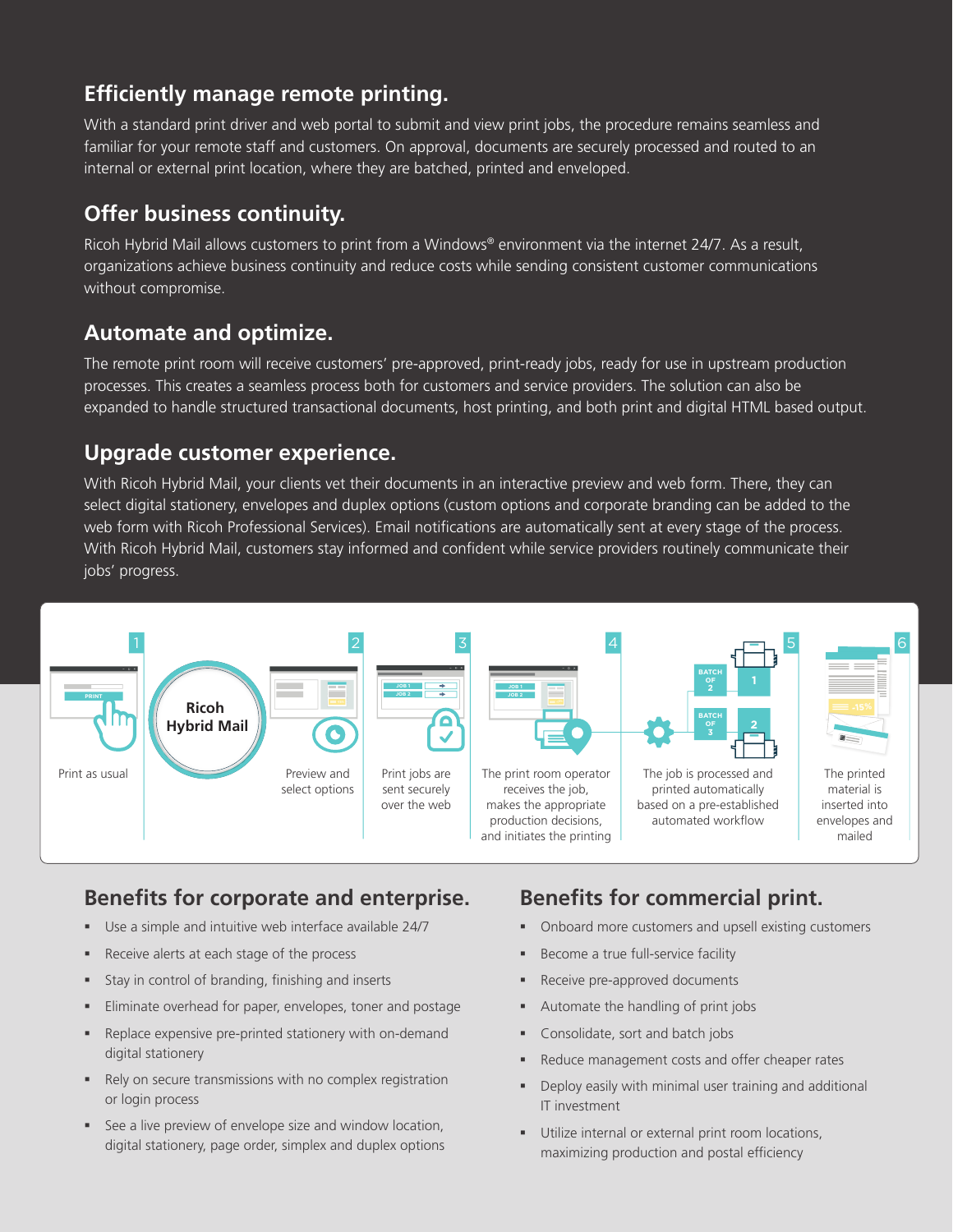## Efficiently manage remote printing.

With a standard print driver and web portal to submit and view print jobs, the procedure remains seamless and familiar for your remote staff and customers. On approval, documents are securely processed and routed to an internal or external print location, where they are batched, printed and enveloped.

## Offer business continuity.

Ricoh Hybrid Mail allows customers to print from a Windows® environment via the internet 24/7. As a result, organizations achieve business continuity and reduce costs while sending consistent customer communications without compromise.

## Automate and optimize.

The remote print room will receive customers' pre-approved, print-ready jobs, ready for use in upstream production processes. This creates a seamless process both for customers and service providers. The solution can also be expanded to handle structured transactional documents, host printing, and both print and digital HTML based output.

## Upgrade customer experience.

With Ricoh Hybrid Mail, your clients vet their documents in an interactive preview and web form. There, they can select digital stationery, envelopes and duplex options (custom options and corporate branding can be added to the web form with Ricoh Professional Services). Email notifications are automatically sent at every stage of the process. With Ricoh Hybrid Mail, customers stay informed and confident while service providers routinely communicate their jobs' progress.

**Ricoh Hybrid Mail**

1. Print as usual
2. Preview and select options
3. Print jobs are sent securely over the web
4. The print room operator receives the job, makes the appropriate production decisions, and initiates the printing
5. The job is processed and printed automatically based on a pre-established automated workflow
6. The printed material is inserted into envelopes and mailed

## Benefits for corporate and enterprise.

- Use a simple and intuitive web interface available 24/7
- Receive alerts at each stage of the process
- Stay in control of branding, finishing and inserts
- Eliminate overhead for paper, envelopes, toner and postage
- Replace expensive pre-printed stationery with on-demand digital stationery
- Rely on secure transmissions with no complex registration or login process
- See a live preview of envelope size and window location, digital stationery, page order, simplex and duplex options

## Benefits for commercial print.

- Onboard more customers and upsell existing customers
- Become a true full-service facility
- Receive pre-approved documents
- Automate the handling of print jobs
- Consolidate, sort and batch jobs
- Reduce management costs and offer cheaper rates
- Deploy easily with minimal user training and additional IT investment
- Utilize internal or external print room locations, maximizing production and postal efficiency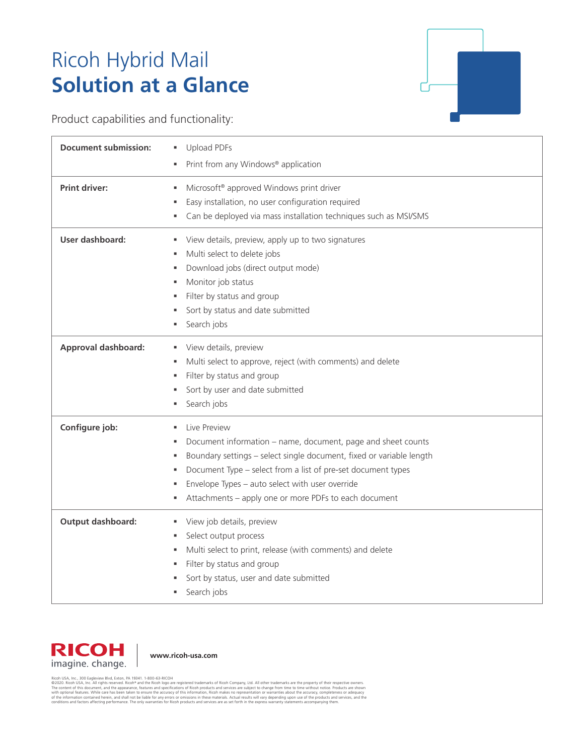# Ricoh Hybrid Mail
# **Solution at a Glance**

Product capabilities and functionality:

| | |
|---|---|
| **Document submission:** | ▪ Upload PDFs<br>▪ Print from any Windows® application |
| **Print driver:** | ▪ Microsoft® approved Windows print driver<br>▪ Easy installation, no user configuration required<br>▪ Can be deployed via mass installation techniques such as MSI/SMS |
| **User dashboard:** | ▪ View details, preview, apply up to two signatures<br>▪ Multi select to delete jobs<br>▪ Download jobs (direct output mode)<br>▪ Monitor job status<br>▪ Filter by status and group<br>▪ Sort by status and date submitted<br>▪ Search jobs |
| **Approval dashboard:** | ▪ View details, preview<br>▪ Multi select to approve, reject (with comments) and delete<br>▪ Filter by status and group<br>▪ Sort by user and date submitted<br>▪ Search jobs |
| **Configure job:** | ▪ Live Preview<br>▪ Document information – name, document, page and sheet counts<br>▪ Boundary settings – select single document, fixed or variable length<br>▪ Document Type – select from a list of pre-set document types<br>▪ Envelope Types – auto select with user override<br>▪ Attachments – apply one or more PDFs to each document |
| **Output dashboard:** | ▪ View job details, preview<br>▪ Select output process<br>▪ Multi select to print, release (with comments) and delete<br>▪ Filter by status and group<br>▪ Sort by status, user and date submitted<br>▪ Search jobs |

RICOH
imagine. change.

**www.ricoh-usa.com**

Ricoh USA, Inc., 300 Eagleview Blvd, Exton, PA 19341. 1-800-63-RICOH
©2020. Ricoh USA, Inc. All rights reserved. Ricoh® and the Ricoh logo are registered trademarks of Ricoh Company, Ltd. All other trademarks are the property of their respective owners. The content of this document, and the appearance, features and specifications of Ricoh products and services are subject to change from time to time without notice. Products are shown with optional features. While care has been taken to ensure the accuracy of this information, Ricoh makes no representation or warranties about the accuracy, completeness or adequacy of the information contained herein, and shall not be liable for any errors or omissions in these materials. Actual results will vary depending upon use of the products and services, and the conditions and factors affecting performance. The only warranties for Ricoh products and services are as set forth in the express warranty statements accompanying them.